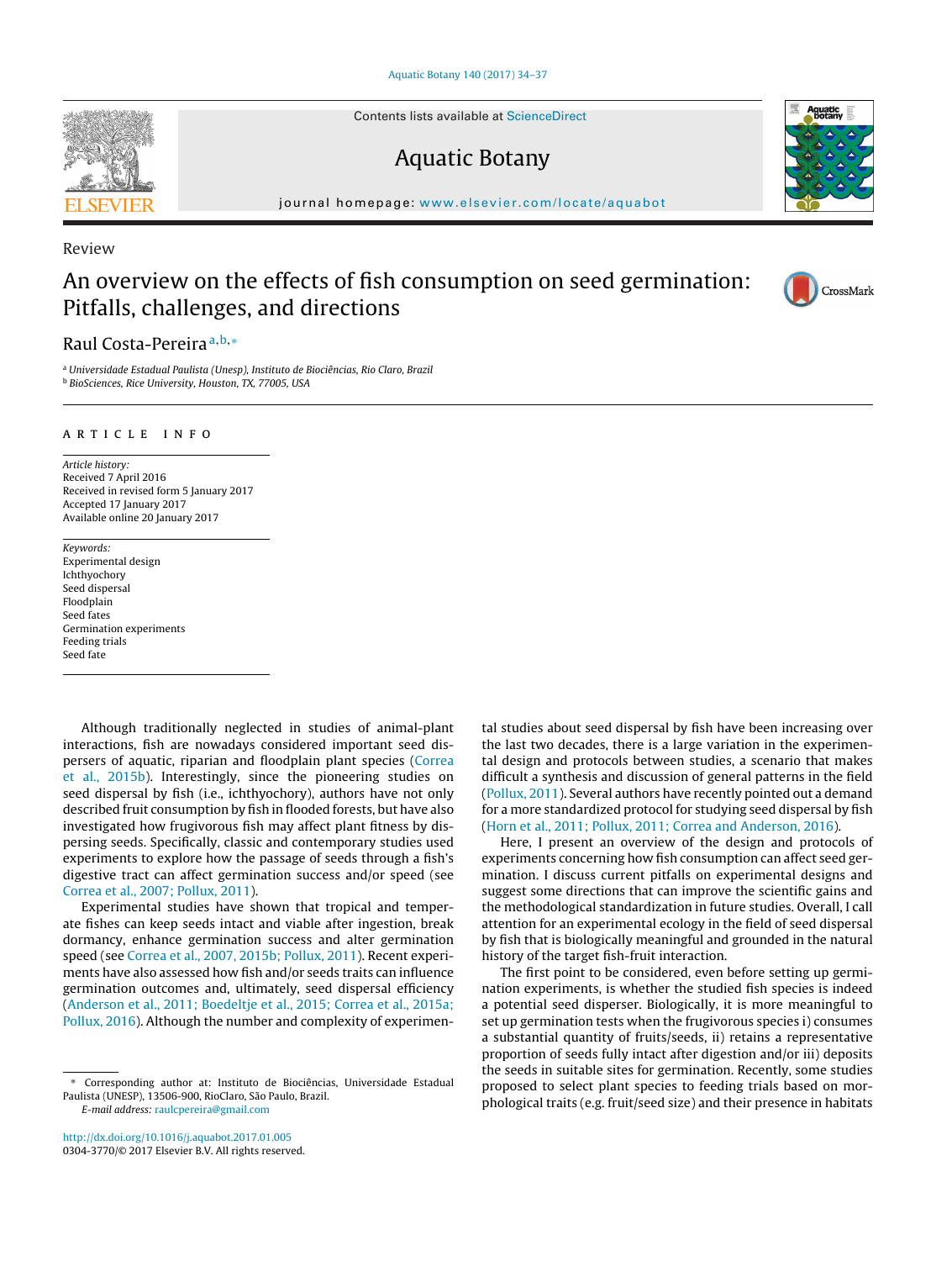Review

# An overview on the effects of fish consumption on seed germination: Pitfalls, challenges, and directions

Raul Costa-Pereira[a,b,*]

[a] Universidade Estadual Paulista (Unesp), Instituto de Biociências, Rio Claro, Brazil
[b] BioSciences, Rice University, Houston, TX, 77005, USA

ARTICLE INFO

*Article history:*
Received 7 April 2016
Received in revised form 5 January 2017
Accepted 17 January 2017
Available online 20 January 2017

*Keywords:*
Experimental design
Ichthyochory
Seed dispersal
Floodplain
Seed fates
Germination experiments
Feeding trials
Seed fate

Although traditionally neglected in studies of animal-plant interactions, fish are nowadays considered important seed dispersers of aquatic, riparian and floodplain plant species (Correa et al., 2015b). Interestingly, since the pioneering studies on seed dispersal by fish (i.e., ichthyochory), authors have not only described fruit consumption by fish in flooded forests, but have also investigated how frugivorous fish may affect plant fitness by dispersing seeds. Specifically, classic and contemporary studies used experiments to explore how the passage of seeds through a fish's digestive tract can affect germination success and/or speed (see Correa et al., 2007; Pollux, 2011).

Experimental studies have shown that tropical and temperate fishes can keep seeds intact and viable after ingestion, break dormancy, enhance germination success and alter germination speed (see Correa et al., 2007, 2015b; Pollux, 2011). Recent experiments have also assessed how fish and/or seeds traits can influence germination outcomes and, ultimately, seed dispersal efficiency (Anderson et al., 2011; Boedeltje et al., 2015; Correa et al., 2015a; Pollux, 2016). Although the number and complexity of experimental studies about seed dispersal by fish have been increasing over the last two decades, there is a large variation in the experimental design and protocols between studies, a scenario that makes difficult a synthesis and discussion of general patterns in the field (Pollux, 2011). Several authors have recently pointed out a demand for a more standardized protocol for studying seed dispersal by fish (Horn et al., 2011; Pollux, 2011; Correa and Anderson, 2016).

Here, I present an overview of the design and protocols of experiments concerning how fish consumption can affect seed germination. I discuss current pitfalls on experimental designs and suggest some directions that can improve the scientific gains and the methodological standardization in future studies. Overall, I call attention for an experimental ecology in the field of seed dispersal by fish that is biologically meaningful and grounded in the natural history of the target fish-fruit interaction.

The first point to be considered, even before setting up germination experiments, is whether the studied fish species is indeed a potential seed disperser. Biologically, it is more meaningful to set up germination tests when the frugivorous species i) consumes a substantial quantity of fruits/seeds, ii) retains a representative proportion of seeds fully intact after digestion and/or iii) deposits the seeds in suitable sites for germination. Recently, some studies proposed to select plant species to feeding trials based on morphological traits (e.g. fruit/seed size) and their presence in habitats

* Corresponding author at: Instituto de Biociências, Universidade Estadual Paulista (UNESP), 13506-900, RioClaro, São Paulo, Brazil.
*E-mail address:* raulcpereira@gmail.com

http://dx.doi.org/10.1016/j.aquabot.2017.01.005
0304-3770/© 2017 Elsevier B.V. All rights reserved.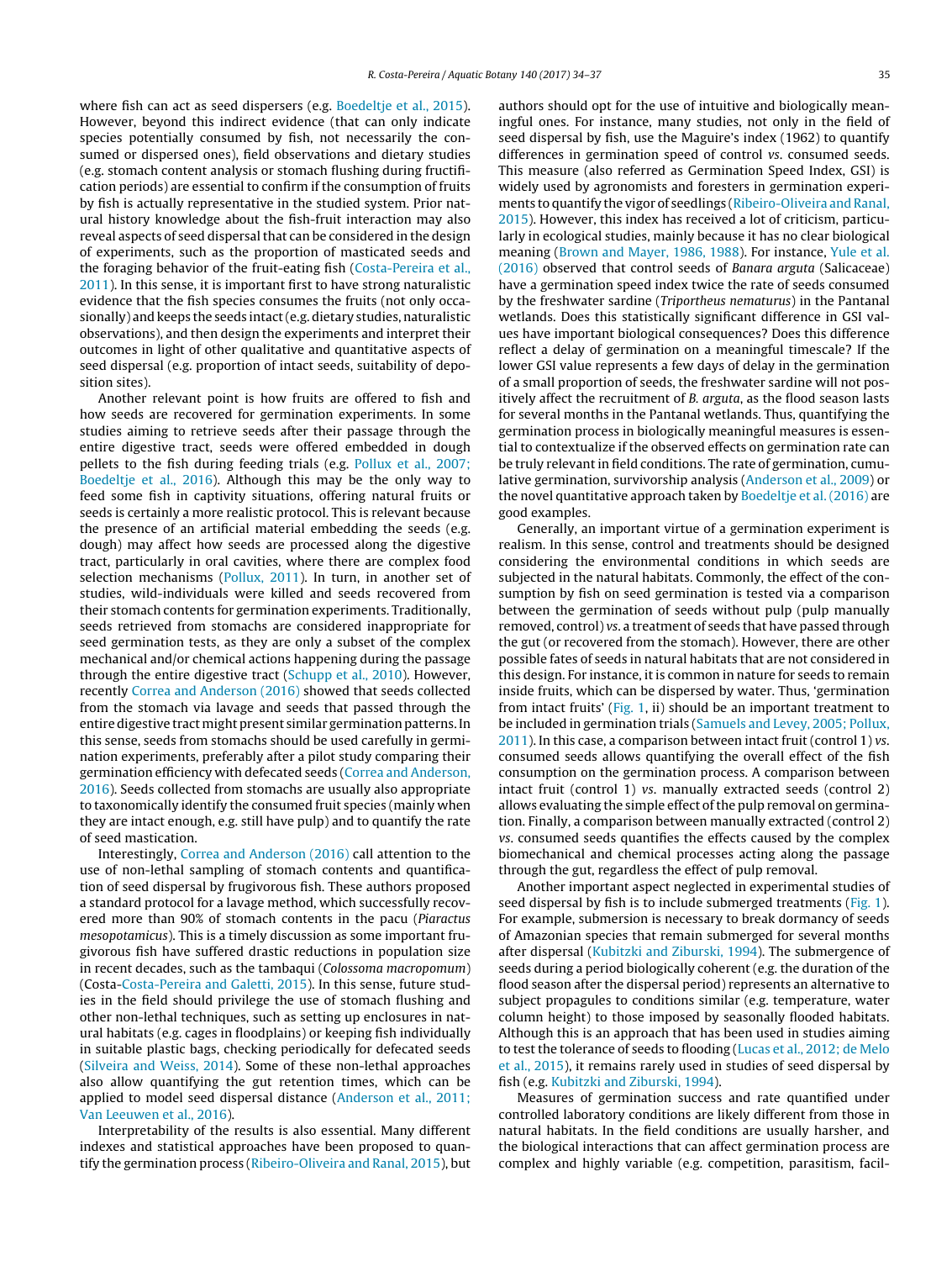where fish can act as seed dispersers (e.g. Boedeltje et al., 2015). However, beyond this indirect evidence (that can only indicate species potentially consumed by fish, not necessarily the consumed or dispersed ones), field observations and dietary studies (e.g. stomach content analysis or stomach flushing during fructification periods) are essential to confirm if the consumption of fruits by fish is actually representative in the studied system. Prior natural history knowledge about the fish-fruit interaction may also reveal aspects of seed dispersal that can be considered in the design of experiments, such as the proportion of masticated seeds and the foraging behavior of the fruit-eating fish (Costa-Pereira et al., 2011). In this sense, it is important first to have strong naturalistic evidence that the fish species consumes the fruits (not only occasionally) and keeps the seeds intact (e.g. dietary studies, naturalistic observations), and then design the experiments and interpret their outcomes in light of other qualitative and quantitative aspects of seed dispersal (e.g. proportion of intact seeds, suitability of deposition sites).

Another relevant point is how fruits are offered to fish and how seeds are recovered for germination experiments. In some studies aiming to retrieve seeds after their passage through the entire digestive tract, seeds were offered embedded in dough pellets to the fish during feeding trials (e.g. Pollux et al., 2007; Boedeltje et al., 2016). Although this may be the only way to feed some fish in captivity situations, offering natural fruits or seeds is certainly a more realistic protocol. This is relevant because the presence of an artificial material embedding the seeds (e.g. dough) may affect how seeds are processed along the digestive tract, particularly in oral cavities, where there are complex food selection mechanisms (Pollux, 2011). In turn, in another set of studies, wild-individuals were killed and seeds recovered from their stomach contents for germination experiments. Traditionally, seeds retrieved from stomachs are considered inappropriate for seed germination tests, as they are only a subset of the complex mechanical and/or chemical actions happening during the passage through the entire digestive tract (Schupp et al., 2010). However, recently Correa and Anderson (2016) showed that seeds collected from the stomach via lavage and seeds that passed through the entire digestive tract might present similar germination patterns. In this sense, seeds from stomachs should be used carefully in germination experiments, preferably after a pilot study comparing their germination efficiency with defecated seeds (Correa and Anderson, 2016). Seeds collected from stomachs are usually also appropriate to taxonomically identify the consumed fruit species (mainly when they are intact enough, e.g. still have pulp) and to quantify the rate of seed mastication.

Interestingly, Correa and Anderson (2016) call attention to the use of non-lethal sampling of stomach contents and quantification of seed dispersal by frugivorous fish. These authors proposed a standard protocol for a lavage method, which successfully recovered more than 90% of stomach contents in the pacu (*Piaractus mesopotamicus*). This is a timely discussion as some important frugivorous fish have suffered drastic reductions in population size in recent decades, such as the tambaqui (*Colossoma macropomum*) (Costa-Costa-Pereira and Galetti, 2015). In this sense, future studies in the field should privilege the use of stomach flushing and other non-lethal techniques, such as setting up enclosures in natural habitats (e.g. cages in floodplains) or keeping fish individually in suitable plastic bags, checking periodically for defecated seeds (Silveira and Weiss, 2014). Some of these non-lethal approaches also allow quantifying the gut retention times, which can be applied to model seed dispersal distance (Anderson et al., 2011; Van Leeuwen et al., 2016).

Interpretability of the results is also essential. Many different indexes and statistical approaches have been proposed to quantify the germination process (Ribeiro-Oliveira and Ranal, 2015), but authors should opt for the use of intuitive and biologically meaningful ones. For instance, many studies, not only in the field of seed dispersal by fish, use the Maguire's index (1962) to quantify differences in germination speed of control *vs.* consumed seeds. This measure (also referred as Germination Speed Index, GSI) is widely used by agronomists and foresters in germination experiments to quantify the vigor of seedlings (Ribeiro-Oliveira and Ranal, 2015). However, this index has received a lot of criticism, particularly in ecological studies, mainly because it has no clear biological meaning (Brown and Mayer, 1986, 1988). For instance, Yule et al. (2016) observed that control seeds of *Banara arguta* (Salicaceae) have a germination speed index twice the rate of seeds consumed by the freshwater sardine (*Triportheus nematurus*) in the Pantanal wetlands. Does this statistically significant difference in GSI values have important biological consequences? Does this difference reflect a delay of germination on a meaningful timescale? If the lower GSI value represents a few days of delay in the germination of a small proportion of seeds, the freshwater sardine will not positively affect the recruitment of *B. arguta*, as the flood season lasts for several months in the Pantanal wetlands. Thus, quantifying the germination process in biologically meaningful measures is essential to contextualize if the observed effects on germination rate can be truly relevant in field conditions. The rate of germination, cumulative germination, survivorship analysis (Anderson et al., 2009) or the novel quantitative approach taken by Boedeltje et al. (2016) are good examples.

Generally, an important virtue of a germination experiment is realism. In this sense, control and treatments should be designed considering the environmental conditions in which seeds are subjected in the natural habitats. Commonly, the effect of the consumption by fish on seed germination is tested via a comparison between the germination of seeds without pulp (pulp manually removed, control) *vs.* a treatment of seeds that have passed through the gut (or recovered from the stomach). However, there are other possible fates of seeds in natural habitats that are not considered in this design. For instance, it is common in nature for seeds to remain inside fruits, which can be dispersed by water. Thus, 'germination from intact fruits' (Fig. 1, ii) should be an important treatment to be included in germination trials (Samuels and Levey, 2005; Pollux, 2011). In this case, a comparison between intact fruit (control 1) *vs.* consumed seeds allows quantifying the overall effect of the fish consumption on the germination process. A comparison between intact fruit (control 1) *vs.* manually extracted seeds (control 2) allows evaluating the simple effect of the pulp removal on germination. Finally, a comparison between manually extracted (control 2) *vs.* consumed seeds quantifies the effects caused by the complex biomechanical and chemical processes acting along the passage through the gut, regardless the effect of pulp removal.

Another important aspect neglected in experimental studies of seed dispersal by fish is to include submerged treatments (Fig. 1). For example, submersion is necessary to break dormancy of seeds of Amazonian species that remain submerged for several months after dispersal (Kubitzki and Ziburski, 1994). The submergence of seeds during a period biologically coherent (e.g. the duration of the flood season after the dispersal period) represents an alternative to subject propagules to conditions similar (e.g. temperature, water column height) to those imposed by seasonally flooded habitats. Although this is an approach that has been used in studies aiming to test the tolerance of seeds to flooding (Lucas et al., 2012; de Melo et al., 2015), it remains rarely used in studies of seed dispersal by fish (e.g. Kubitzki and Ziburski, 1994).

Measures of germination success and rate quantified under controlled laboratory conditions are likely different from those in natural habitats. In the field conditions are usually harsher, and the biological interactions that can affect germination process are complex and highly variable (e.g. competition, parasitism, facil-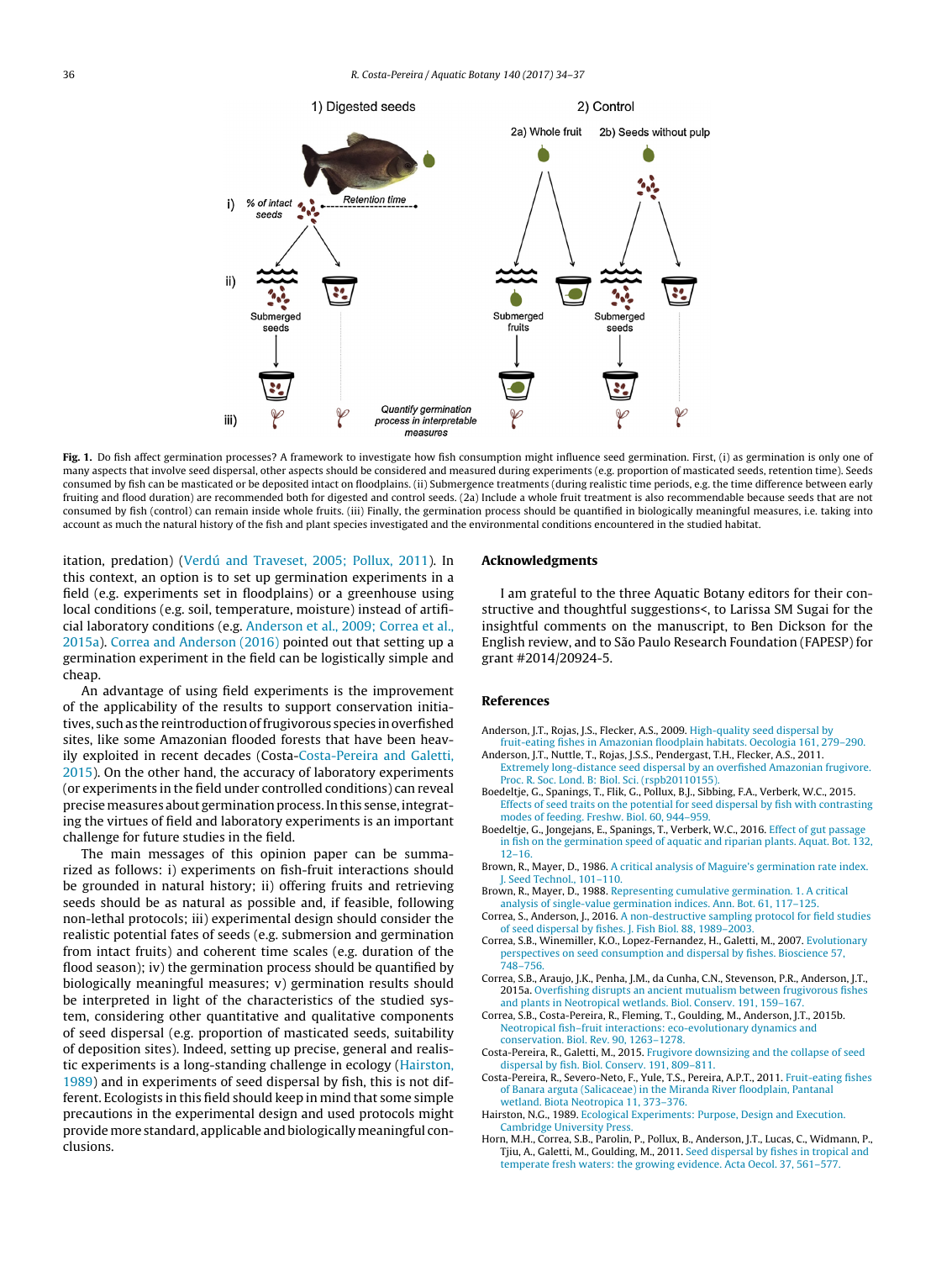1) Digested seeds

2) Control

2a) Whole fruit

2b) Seeds without pulp

i)

% of intact seeds

Retention time

ii)

Submerged seeds

Submerged fruits

Submerged seeds

iii)

Quantify germination process in interpretable measures

**Fig. 1.** Do fish affect germination processes? A framework to investigate how fish consumption might influence seed germination. First, (i) as germination is only one of many aspects that involve seed dispersal, other aspects should be considered and measured during experiments (e.g. proportion of masticated seeds, retention time). Seeds consumed by fish can be masticated or be deposited intact on floodplains. (ii) Submergence treatments (during realistic time periods, e.g. the time difference between early fruiting and flood duration) are recommended both for digested and control seeds. (2a) Include a whole fruit treatment is also recommendable because seeds that are not consumed by fish (control) can remain inside whole fruits. (iii) Finally, the germination process should be quantified in biologically meaningful measures, i.e. taking into account as much the natural history of the fish and plant species investigated and the environmental conditions encountered in the studied habitat.

itation, predation) (Verdú and Traveset, 2005; Pollux, 2011). In this context, an option is to set up germination experiments in a field (e.g. experiments set in floodplains) or a greenhouse using local conditions (e.g. soil, temperature, moisture) instead of artificial laboratory conditions (e.g. Anderson et al., 2009; Correa et al., 2015a). Correa and Anderson (2016) pointed out that setting up a germination experiment in the field can be logistically simple and cheap.

An advantage of using field experiments is the improvement of the applicability of the results to support conservation initiatives, such as the reintroduction of frugivorous species in overfished sites, like some Amazonian flooded forests that have been heavily exploited in recent decades (Costa-Pereira and Galetti, 2015). On the other hand, the accuracy of laboratory experiments (or experiments in the field under controlled conditions) can reveal precise measures about germination process. In this sense, integrating the virtues of field and laboratory experiments is an important challenge for future studies in the field.

The main messages of this opinion paper can be summarized as follows: i) experiments on fish-fruit interactions should be grounded in natural history; ii) offering fruits and retrieving seeds should be as natural as possible and, if feasible, following non-lethal protocols; iii) experimental design should consider the realistic potential fates of seeds (e.g. submersion and germination from intact fruits) and coherent time scales (e.g. duration of the flood season); iv) the germination process should be quantified by biologically meaningful measures; v) germination results should be interpreted in light of the characteristics of the studied system, considering other quantitative and qualitative components of seed dispersal (e.g. proportion of masticated seeds, suitability of deposition sites). Indeed, setting up precise, general and realistic experiments is a long-standing challenge in ecology (Hairston, 1989) and in experiments of seed dispersal by fish, this is not different. Ecologists in this field should keep in mind that some simple precautions in the experimental design and used protocols might provide more standard, applicable and biologically meaningful conclusions.

## Acknowledgments

I am grateful to the three Aquatic Botany editors for their constructive and thoughtful suggestions<, to Larissa SM Sugai for the insightful comments on the manuscript, to Ben Dickson for the English review, and to São Paulo Research Foundation (FAPESP) for grant #2014/20924-5.

## References

Anderson, J.T., Rojas, J.S., Flecker, A.S., 2009. High-quality seed dispersal by fruit-eating fishes in Amazonian floodplain habitats. Oecologia 161, 279–290.

Anderson, J.T., Nuttle, T., Rojas, J.S.S., Pendergast, T.H., Flecker, A.S., 2011. Extremely long-distance seed dispersal by an overfished Amazonian frugivore. Proc. R. Soc. Lond. B: Biol. Sci. (rspb20110155).

Boedeltje, G., Spanings, T., Flik, G., Pollux, B.J., Sibbing, F.A., Verberk, W.C., 2015. Effects of seed traits on the potential for seed dispersal by fish with contrasting modes of feeding. Freshw. Biol. 60, 944–959.

Boedeltje, G., Jongejans, E., Spanings, T., Verberk, W.C., 2016. Effect of gut passage in fish on the germination speed of aquatic and riparian plants. Aquat. Bot. 132, 12–16.

Brown, R., Mayer, D., 1986. A critical analysis of Maguire's germination rate index. J. Seed Technol., 101–110.

Brown, R., Mayer, D., 1988. Representing cumulative germination. 1. A critical analysis of single-value germination indices. Ann. Bot. 61, 117–125.

Correa, S., Anderson, J., 2016. A non-destructive sampling protocol for field studies of seed dispersal by fishes. J. Fish Biol. 88, 1989–2003.

Correa, S.B., Winemiller, K.O., Lopez-Fernandez, H., Galetti, M., 2007. Evolutionary perspectives on seed consumption and dispersal by fishes. Bioscience 57, 748–756.

Correa, S.B., Araujo, J.K., Penha, J.M., da Cunha, C.N., Stevenson, P.R., Anderson, J.T., 2015a. Overfishing disrupts an ancient mutualism between frugivorous fishes and plants in Neotropical wetlands. Biol. Conserv. 191, 159–167.

Correa, S.B., Costa-Pereira, R., Fleming, T., Goulding, M., Anderson, J.T., 2015b. Neotropical fish–fruit interactions: eco-evolutionary dynamics and conservation. Biol. Rev. 90, 1263–1278.

Costa-Pereira, R., Galetti, M., 2015. Frugivore downsizing and the collapse of seed dispersal by fish. Biol. Conserv. 191, 809–811.

Costa-Pereira, R., Severo-Neto, F., Yule, T.S., Pereira, A.P.T., 2011. Fruit-eating fishes of Banara arguta (Salicaceae) in the Miranda River floodplain, Pantanal wetland. Biota Neotropica 11, 373–376.

Hairston, N.G., 1989. Ecological Experiments: Purpose, Design and Execution. Cambridge University Press.

Horn, M.H., Correa, S.B., Parolin, P., Pollux, B., Anderson, J.T., Lucas, C., Widmann, P., Tjiu, A., Galetti, M., Goulding, M., 2011. Seed dispersal by fishes in tropical and temperate fresh waters: the growing evidence. Acta Oecol. 37, 561–577.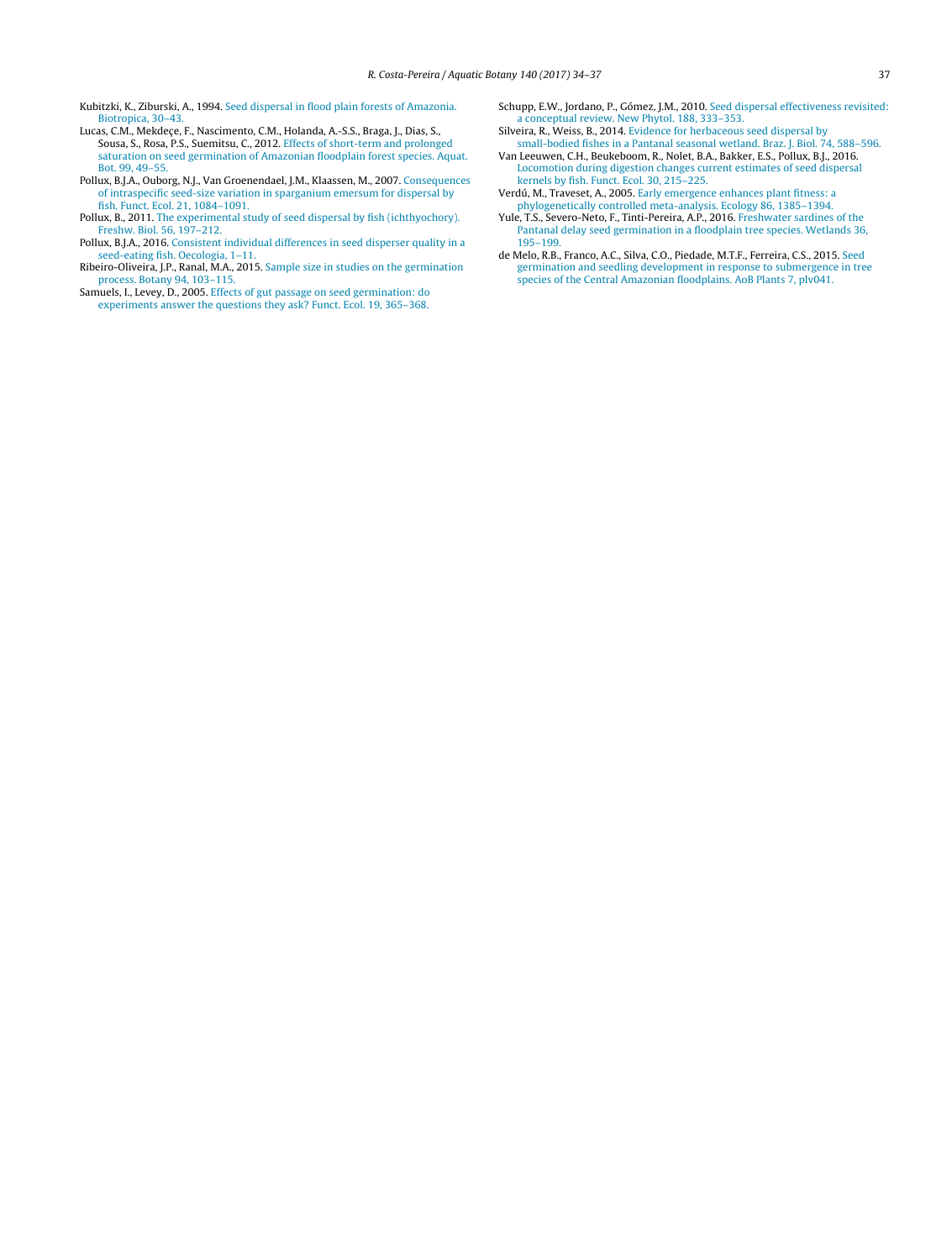Kubitzki, K., Ziburski, A., 1994. Seed dispersal in flood plain forests of Amazonia. Biotropica, 30–43.

Lucas, C.M., Mekdeçe, F., Nascimento, C.M., Holanda, A.-S.S., Braga, J., Dias, S., Sousa, S., Rosa, P.S., Suemitsu, C., 2012. Effects of short-term and prolonged saturation on seed germination of Amazonian floodplain forest species. Aquat. Bot. 99, 49–55.

Pollux, B.J.A., Ouborg, N.J., Van Groenendael, J.M., Klaassen, M., 2007. Consequences of intraspecific seed-size variation in sparganium emersum for dispersal by fish. Funct. Ecol. 21, 1084–1091.

Pollux, B., 2011. The experimental study of seed dispersal by fish (ichthyochory). Freshw. Biol. 56, 197–212.

Pollux, B.J.A., 2016. Consistent individual differences in seed disperser quality in a seed-eating fish. Oecologia, 1–11.

Ribeiro-Oliveira, J.P., Ranal, M.A., 2015. Sample size in studies on the germination process. Botany 94, 103–115.

Samuels, I., Levey, D., 2005. Effects of gut passage on seed germination: do experiments answer the questions they ask? Funct. Ecol. 19, 365–368.

Schupp, E.W., Jordano, P., Gómez, J.M., 2010. Seed dispersal effectiveness revisited: a conceptual review. New Phytol. 188, 333–353.

Silveira, R., Weiss, B., 2014. Evidence for herbaceous seed dispersal by small-bodied fishes in a Pantanal seasonal wetland. Braz. J. Biol. 74, 588–596.

Van Leeuwen, C.H., Beukeboom, R., Nolet, B.A., Bakker, E.S., Pollux, B.J., 2016. Locomotion during digestion changes current estimates of seed dispersal kernels by fish. Funct. Ecol. 30, 215–225.

Verdú, M., Traveset, A., 2005. Early emergence enhances plant fitness: a phylogenetically controlled meta-analysis. Ecology 86, 1385–1394.

Yule, T.S., Severo-Neto, F., Tinti-Pereira, A.P., 2016. Freshwater sardines of the Pantanal delay seed germination in a floodplain tree species. Wetlands 36, 195–199.

de Melo, R.B., Franco, A.C., Silva, C.O., Piedade, M.T.F., Ferreira, C.S., 2015. Seed germination and seedling development in response to submergence in tree species of the Central Amazonian floodplains. AoB Plants 7, plv041.